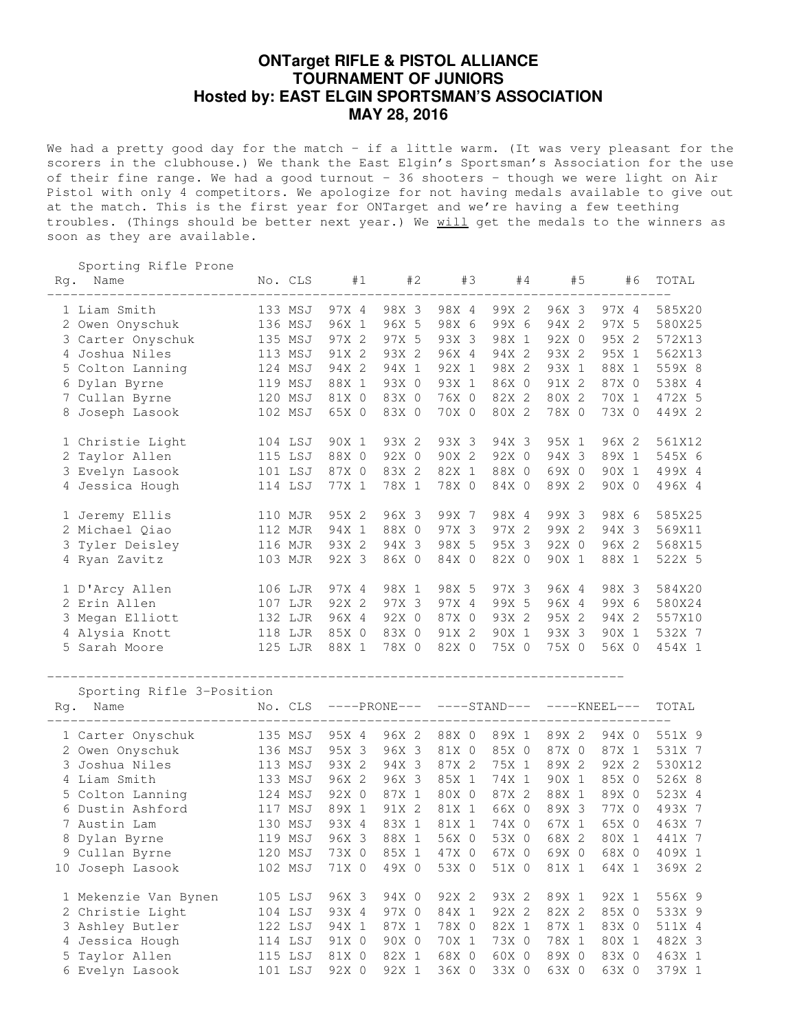# ONTarget RIFLE & PISTOL ALLIANCE
# TOURNAMENT OF JUNIORS
# Hosted by: EAST ELGIN SPORTSMAN'S ASSOCIATION
# MAY 28, 2016

We had a pretty good day for the match - if a little warm. (It was very pleasant for the scorers in the clubhouse.) We thank the East Elgin's Sportsman's Association for the use of their fine range. We had a good turnout - 36 shooters - though we were light on Air Pistol with only 4 competitors. We apologize for not having medals available to give out at the match. This is the first year for ONTarget and we're having a few teething troubles. (Things should be better next year.) We will get the medals to the winners as soon as they are available.

## Sporting Rifle Prone

| Rg. | Name | No. | CLS | #1 | #2 | #3 | #4 | #5 | #6 | TOTAL |
|---|---|---|---|---|---|---|---|---|---|---|
| 1 | Liam Smith | 133 | MSJ | 97X 4 | 98X 3 | 98X 4 | 99X 2 | 96X 3 | 97X 4 | 585X20 |
| 2 | Owen Onyschuk | 136 | MSJ | 96X 1 | 96X 5 | 98X 6 | 99X 6 | 94X 2 | 97X 5 | 580X25 |
| 3 | Carter Onyschuk | 135 | MSJ | 97X 2 | 97X 5 | 93X 3 | 98X 1 | 92X 0 | 95X 2 | 572X13 |
| 4 | Joshua Niles | 113 | MSJ | 91X 2 | 93X 2 | 96X 4 | 94X 2 | 93X 2 | 95X 1 | 562X13 |
| 5 | Colton Lanning | 124 | MSJ | 94X 2 | 94X 1 | 92X 1 | 98X 2 | 93X 1 | 88X 1 | 559X 8 |
| 6 | Dylan Byrne | 119 | MSJ | 88X 1 | 93X 0 | 93X 1 | 86X 0 | 91X 2 | 87X 0 | 538X 4 |
| 7 | Cullan Byrne | 120 | MSJ | 81X 0 | 83X 0 | 76X 0 | 82X 2 | 80X 2 | 70X 1 | 472X 5 |
| 8 | Joseph Lasook | 102 | MSJ | 65X 0 | 83X 0 | 70X 0 | 80X 2 | 78X 0 | 73X 0 | 449X 2 |
| | | | | | | | | | | |
| 1 | Christie Light | 104 | LSJ | 90X 1 | 93X 2 | 93X 3 | 94X 3 | 95X 1 | 96X 2 | 561X12 |
| 2 | Taylor Allen | 115 | LSJ | 88X 0 | 92X 0 | 90X 2 | 92X 0 | 94X 3 | 89X 1 | 545X 6 |
| 3 | Evelyn Lasook | 101 | LSJ | 87X 0 | 83X 2 | 82X 1 | 88X 0 | 69X 0 | 90X 1 | 499X 4 |
| 4 | Jessica Hough | 114 | LSJ | 77X 1 | 78X 1 | 78X 0 | 84X 0 | 89X 2 | 90X 0 | 496X 4 |
| | | | | | | | | | | |
| 1 | Jeremy Ellis | 110 | MJR | 95X 2 | 96X 3 | 99X 7 | 98X 4 | 99X 3 | 98X 6 | 585X25 |
| 2 | Michael Qiao | 112 | MJR | 94X 1 | 88X 0 | 97X 3 | 97X 2 | 99X 2 | 94X 3 | 569X11 |
| 3 | Tyler Deisley | 116 | MJR | 93X 2 | 94X 3 | 98X 5 | 95X 3 | 92X 0 | 96X 2 | 568X15 |
| 4 | Ryan Zavitz | 103 | MJR | 92X 3 | 86X 0 | 84X 0 | 82X 0 | 90X 1 | 88X 1 | 522X 5 |
| | | | | | | | | | | |
| 1 | D'Arcy Allen | 106 | LJR | 97X 4 | 98X 1 | 98X 5 | 97X 3 | 96X 4 | 98X 3 | 584X20 |
| 2 | Erin Allen | 107 | LJR | 92X 2 | 97X 3 | 97X 4 | 99X 5 | 96X 4 | 99X 6 | 580X24 |
| 3 | Megan Elliott | 132 | LJR | 96X 4 | 92X 0 | 87X 0 | 93X 2 | 95X 2 | 94X 2 | 557X10 |
| 4 | Alysia Knott | 118 | LJR | 85X 0 | 83X 0 | 91X 2 | 90X 1 | 93X 3 | 90X 1 | 532X 7 |
| 5 | Sarah Moore | 125 | LJR | 88X 1 | 78X 0 | 82X 0 | 75X 0 | 75X 0 | 56X 0 | 454X 1 |

## Sporting Rifle 3-Position

| Rg. | Name | No. | CLS | PRONE | | STAND | | KNEEL | | TOTAL |
|---|---|---|---|---|---|---|---|---|---|---|
| 1 | Carter Onyschuk | 135 | MSJ | 95X 4 | 96X 2 | 88X 0 | 89X 1 | 89X 2 | 94X 0 | 551X 9 |
| 2 | Owen Onyschuk | 136 | MSJ | 95X 3 | 96X 3 | 81X 0 | 85X 0 | 87X 0 | 87X 1 | 531X 7 |
| 3 | Joshua Niles | 113 | MSJ | 93X 2 | 94X 3 | 87X 2 | 75X 1 | 89X 2 | 92X 2 | 530X12 |
| 4 | Liam Smith | 133 | MSJ | 96X 2 | 96X 3 | 85X 1 | 74X 1 | 90X 1 | 85X 0 | 526X 8 |
| 5 | Colton Lanning | 124 | MSJ | 92X 0 | 87X 1 | 80X 0 | 87X 2 | 88X 1 | 89X 0 | 523X 4 |
| 6 | Dustin Ashford | 117 | MSJ | 89X 1 | 91X 2 | 81X 1 | 66X 0 | 89X 3 | 77X 0 | 493X 7 |
| 7 | Austin Lam | 130 | MSJ | 93X 4 | 83X 1 | 81X 1 | 74X 0 | 67X 1 | 65X 0 | 463X 7 |
| 8 | Dylan Byrne | 119 | MSJ | 96X 3 | 88X 1 | 56X 0 | 53X 0 | 68X 2 | 80X 1 | 441X 7 |
| 9 | Cullan Byrne | 120 | MSJ | 73X 0 | 85X 1 | 47X 0 | 67X 0 | 69X 0 | 68X 0 | 409X 1 |
| 10 | Joseph Lasook | 102 | MSJ | 71X 0 | 49X 0 | 53X 0 | 51X 0 | 81X 1 | 64X 1 | 369X 2 |
| | | | | | | | | | | |
| 1 | Mekenzie Van Bynen | 105 | LSJ | 96X 3 | 94X 0 | 92X 2 | 93X 2 | 89X 1 | 92X 1 | 556X 9 |
| 2 | Christie Light | 104 | LSJ | 93X 4 | 97X 0 | 84X 1 | 92X 2 | 82X 2 | 85X 0 | 533X 9 |
| 3 | Ashley Butler | 122 | LSJ | 94X 1 | 87X 1 | 78X 0 | 82X 1 | 87X 1 | 83X 0 | 511X 4 |
| 4 | Jessica Hough | 114 | LSJ | 91X 0 | 90X 0 | 70X 1 | 73X 0 | 78X 1 | 80X 1 | 482X 3 |
| 5 | Taylor Allen | 115 | LSJ | 81X 0 | 82X 1 | 68X 0 | 60X 0 | 89X 0 | 83X 0 | 463X 1 |
| 6 | Evelyn Lasook | 101 | LSJ | 92X 0 | 92X 1 | 36X 0 | 33X 0 | 63X 0 | 63X 0 | 379X 1 |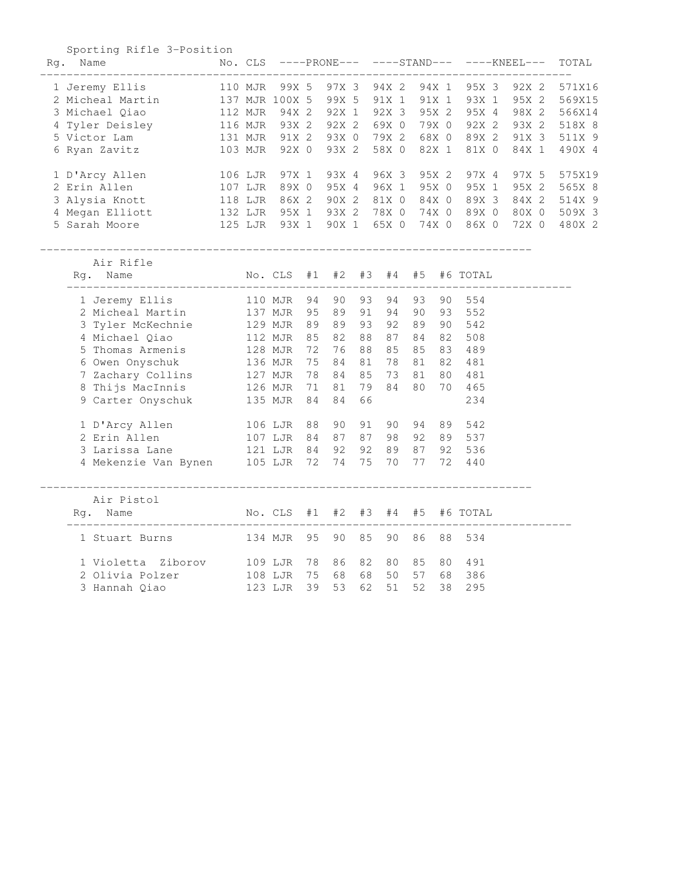## Sporting Rifle 3-Position

| Rg. | Name | No. | CLS | PRONE | | STAND | | KNEEL | | TOTAL |
|---|---|---|---|---|---|---|---|---|---|---|
| 1 | Jeremy Ellis | 110 | MJR | 99X 5 | 97X 3 | 94X 2 | 94X 1 | 95X 3 | 92X 2 | 571X16 |
| 2 | Micheal Martin | 137 | MJR | 100X 5 | 99X 5 | 91X 1 | 91X 1 | 93X 1 | 95X 2 | 569X15 |
| 3 | Michael Qiao | 112 | MJR | 94X 2 | 92X 1 | 92X 3 | 95X 2 | 95X 4 | 98X 2 | 566X14 |
| 4 | Tyler Deisley | 116 | MJR | 93X 2 | 92X 2 | 69X 0 | 79X 0 | 92X 2 | 93X 2 | 518X 8 |
| 5 | Victor Lam | 131 | MJR | 91X 2 | 93X 0 | 79X 2 | 68X 0 | 89X 2 | 91X 3 | 511X 9 |
| 6 | Ryan Zavitz | 103 | MJR | 92X 0 | 93X 2 | 58X 0 | 82X 1 | 81X 0 | 84X 1 | 490X 4 |
| | | | | | | | | | | |
| 1 | D'Arcy Allen | 106 | LJR | 97X 1 | 93X 4 | 96X 3 | 95X 2 | 97X 4 | 97X 5 | 575X19 |
| 2 | Erin Allen | 107 | LJR | 89X 0 | 95X 4 | 96X 1 | 95X 0 | 95X 1 | 95X 2 | 565X 8 |
| 3 | Alysia Knott | 118 | LJR | 86X 2 | 90X 2 | 81X 0 | 84X 0 | 89X 3 | 84X 2 | 514X 9 |
| 4 | Megan Elliott | 132 | LJR | 95X 1 | 93X 2 | 78X 0 | 74X 0 | 89X 0 | 80X 0 | 509X 3 |
| 5 | Sarah Moore | 125 | LJR | 93X 1 | 90X 1 | 65X 0 | 74X 0 | 86X 0 | 72X 0 | 480X 2 |

## Air Rifle

| Rg. | Name | No. | CLS | #1 | #2 | #3 | #4 | #5 | #6 | TOTAL |
|---|---|---|---|---|---|---|---|---|---|---|
| 1 | Jeremy Ellis | 110 | MJR | 94 | 90 | 93 | 94 | 93 | 90 | 554 |
| 2 | Micheal Martin | 137 | MJR | 95 | 89 | 91 | 94 | 90 | 93 | 552 |
| 3 | Tyler McKechnie | 129 | MJR | 89 | 89 | 93 | 92 | 89 | 90 | 542 |
| 4 | Michael Qiao | 112 | MJR | 85 | 82 | 88 | 87 | 84 | 82 | 508 |
| 5 | Thomas Armenis | 128 | MJR | 72 | 76 | 88 | 85 | 85 | 83 | 489 |
| 6 | Owen Onyschuk | 136 | MJR | 75 | 84 | 81 | 78 | 81 | 82 | 481 |
| 7 | Zachary Collins | 127 | MJR | 78 | 84 | 85 | 73 | 81 | 80 | 481 |
| 8 | Thijs MacInnis | 126 | MJR | 71 | 81 | 79 | 84 | 80 | 70 | 465 |
| 9 | Carter Onyschuk | 135 | MJR | 84 | 84 | 66 | | | | 234 |
| | | | | | | | | | | |
| 1 | D'Arcy Allen | 106 | LJR | 88 | 90 | 91 | 90 | 94 | 89 | 542 |
| 2 | Erin Allen | 107 | LJR | 84 | 87 | 87 | 98 | 92 | 89 | 537 |
| 3 | Larissa Lane | 121 | LJR | 84 | 92 | 92 | 89 | 87 | 92 | 536 |
| 4 | Mekenzie Van Bynen | 105 | LJR | 72 | 74 | 75 | 70 | 77 | 72 | 440 |

## Air Pistol

| Rg. | Name | No. | CLS | #1 | #2 | #3 | #4 | #5 | #6 | TOTAL |
|---|---|---|---|---|---|---|---|---|---|---|
| 1 | Stuart Burns | 134 | MJR | 95 | 90 | 85 | 90 | 86 | 88 | 534 |
| | | | | | | | | | | |
| 1 | Violetta Ziborov | 109 | LJR | 78 | 86 | 82 | 80 | 85 | 80 | 491 |
| 2 | Olivia Polzer | 108 | LJR | 75 | 68 | 68 | 50 | 57 | 68 | 386 |
| 3 | Hannah Qiao | 123 | LJR | 39 | 53 | 62 | 51 | 52 | 38 | 295 |